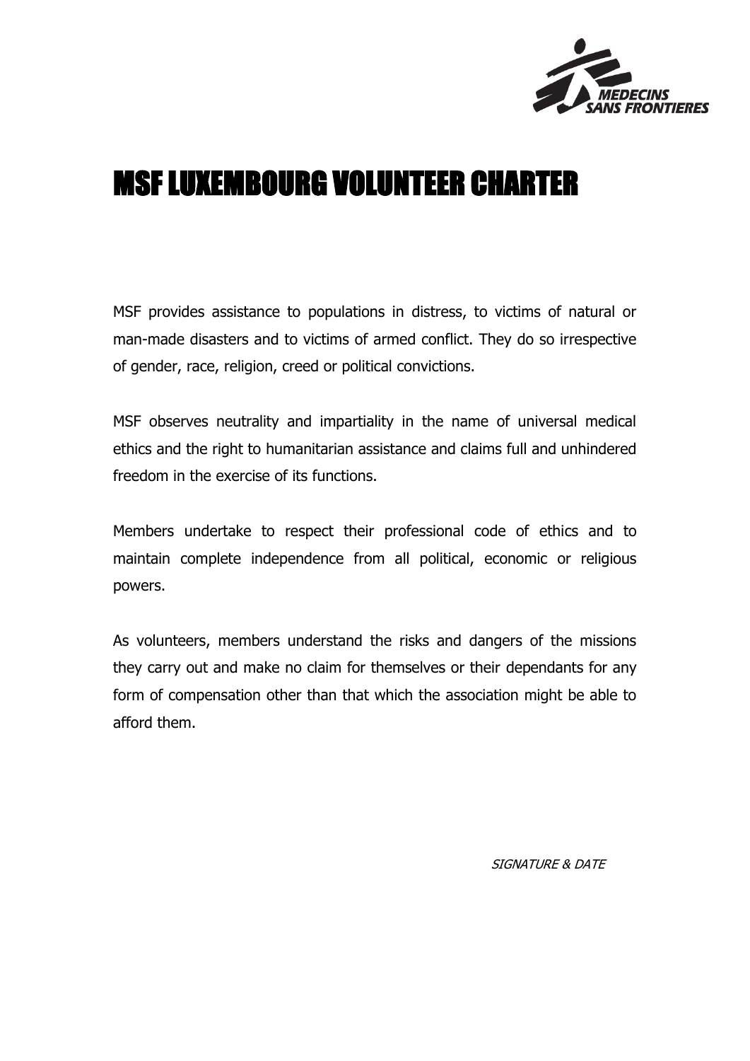MEDECINS SANS FRONTIERES

# MSF LUXEMBOURG VOLUNTEER CHARTER

MSF provides assistance to populations in distress, to victims of natural or man-made disasters and to victims of armed conflict. They do so irrespective of gender, race, religion, creed or political convictions.

MSF observes neutrality and impartiality in the name of universal medical ethics and the right to humanitarian assistance and claims full and unhindered freedom in the exercise of its functions.

Members undertake to respect their professional code of ethics and to maintain complete independence from all political, economic or religious powers.

As volunteers, members understand the risks and dangers of the missions they carry out and make no claim for themselves or their dependants for any form of compensation other than that which the association might be able to afford them.

*SIGNATURE & DATE*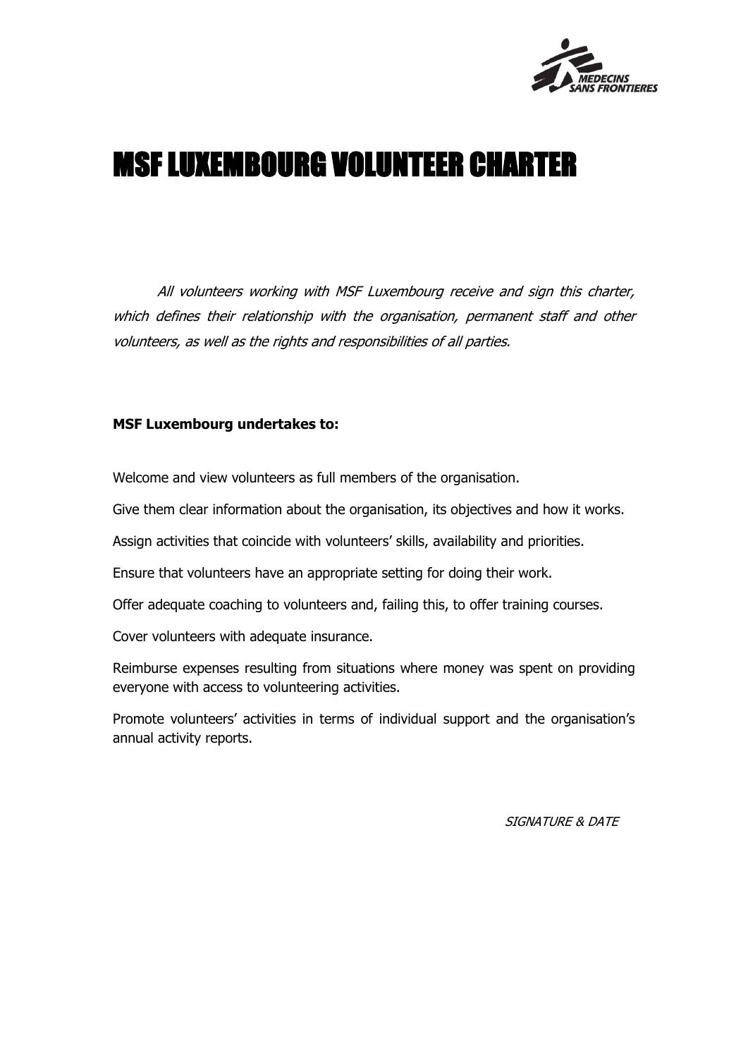# MSF LUXEMBOURG VOLUNTEER CHARTER

*All volunteers working with MSF Luxembourg receive and sign this charter, which defines their relationship with the organisation, permanent staff and other volunteers, as well as the rights and responsibilities of all parties.*

**MSF Luxembourg undertakes to:**

Welcome and view volunteers as full members of the organisation.

Give them clear information about the organisation, its objectives and how it works.

Assign activities that coincide with volunteers' skills, availability and priorities.

Ensure that volunteers have an appropriate setting for doing their work.

Offer adequate coaching to volunteers and, failing this, to offer training courses.

Cover volunteers with adequate insurance.

Reimburse expenses resulting from situations where money was spent on providing everyone with access to volunteering activities.

Promote volunteers' activities in terms of individual support and the organisation's annual activity reports.

*SIGNATURE & DATE*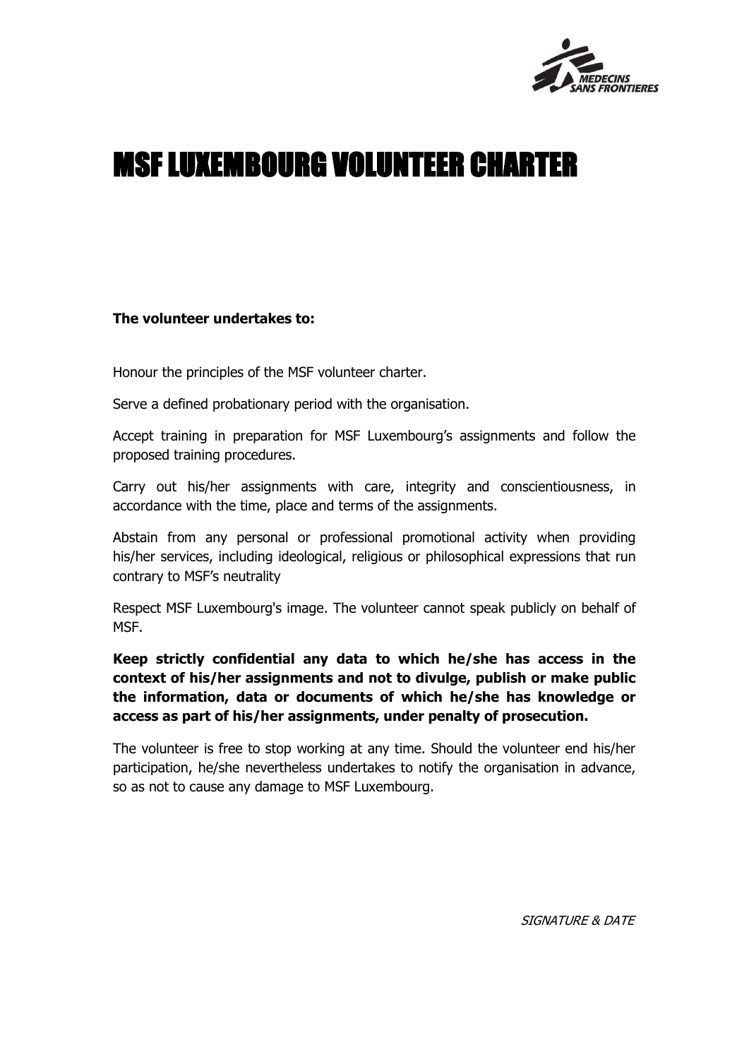# MSF LUXEMBOURG VOLUNTEER CHARTER

**The volunteer undertakes to:**

Honour the principles of the MSF volunteer charter.

Serve a defined probationary period with the organisation.

Accept training in preparation for MSF Luxembourg's assignments and follow the proposed training procedures.

Carry out his/her assignments with care, integrity and conscientiousness, in accordance with the time, place and terms of the assignments.

Abstain from any personal or professional promotional activity when providing his/her services, including ideological, religious or philosophical expressions that run contrary to MSF's neutrality

Respect MSF Luxembourg's image. The volunteer cannot speak publicly on behalf of MSF.

**Keep strictly confidential any data to which he/she has access in the context of his/her assignments and not to divulge, publish or make public the information, data or documents of which he/she has knowledge or access as part of his/her assignments, under penalty of prosecution.**

The volunteer is free to stop working at any time. Should the volunteer end his/her participation, he/she nevertheless undertakes to notify the organisation in advance, so as not to cause any damage to MSF Luxembourg.

*SIGNATURE & DATE*